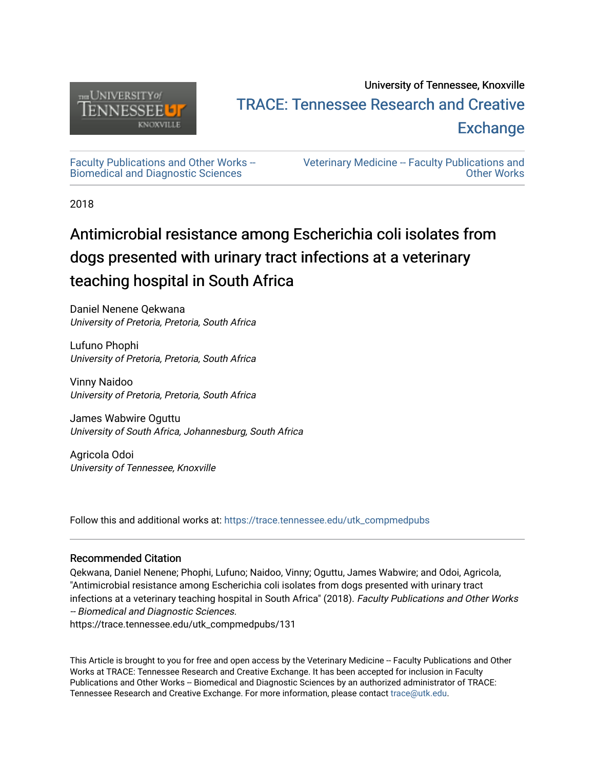University of Tennessee, Knoxville

# TRACE: Tennessee Research and Creative Exchange

Faculty Publications and Other Works -- Biomedical and Diagnostic Sciences

Veterinary Medicine -- Faculty Publications and Other Works

2018

# Antimicrobial resistance among Escherichia coli isolates from dogs presented with urinary tract infections at a veterinary teaching hospital in South Africa

Daniel Nenene Qekwana
*University of Pretoria, Pretoria, South Africa*

Lufuno Phophi
*University of Pretoria, Pretoria, South Africa*

Vinny Naidoo
*University of Pretoria, Pretoria, South Africa*

James Wabwire Oguttu
*University of South Africa, Johannesburg, South Africa*

Agricola Odoi
*University of Tennessee, Knoxville*

Follow this and additional works at: https://trace.tennessee.edu/utk_compmedpubs

## Recommended Citation

Qekwana, Daniel Nenene; Phophi, Lufuno; Naidoo, Vinny; Oguttu, James Wabwire; and Odoi, Agricola, "Antimicrobial resistance among Escherichia coli isolates from dogs presented with urinary tract infections at a veterinary teaching hospital in South Africa" (2018). *Faculty Publications and Other Works -- Biomedical and Diagnostic Sciences.*
https://trace.tennessee.edu/utk_compmedpubs/131

This Article is brought to you for free and open access by the Veterinary Medicine -- Faculty Publications and Other Works at TRACE: Tennessee Research and Creative Exchange. It has been accepted for inclusion in Faculty Publications and Other Works -- Biomedical and Diagnostic Sciences by an authorized administrator of TRACE: Tennessee Research and Creative Exchange. For more information, please contact trace@utk.edu.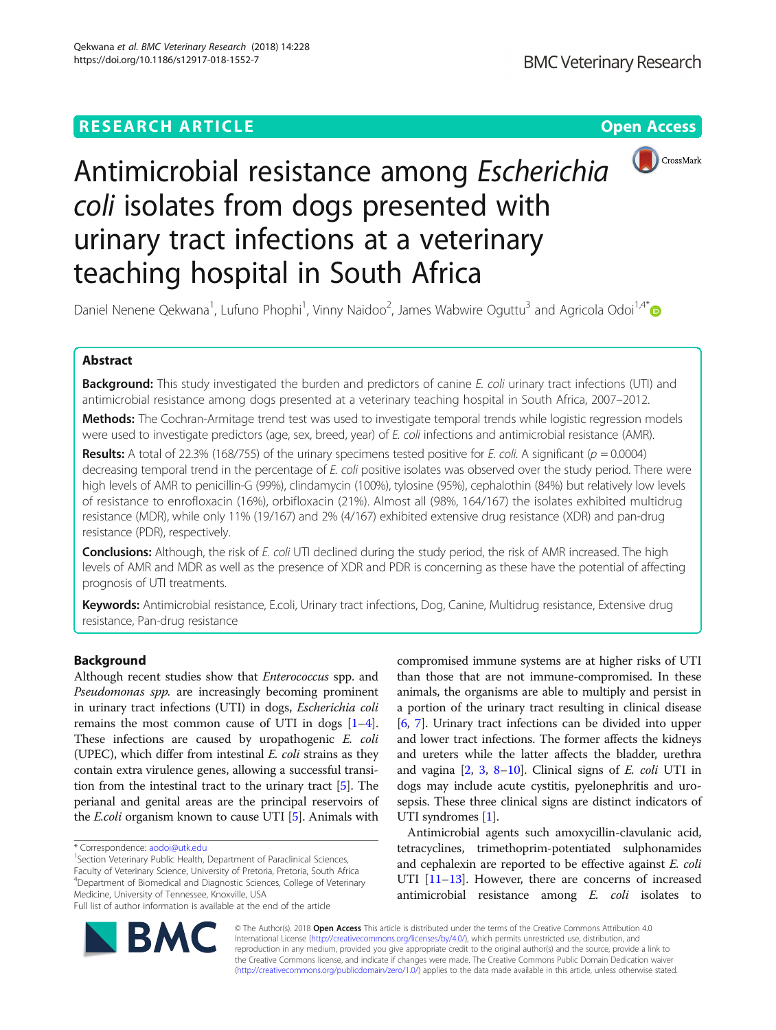# Antimicrobial resistance among *Escherichia coli* isolates from dogs presented with urinary tract infections at a veterinary teaching hospital in South Africa

Daniel Nenene Qekwana[1], Lufuno Phophi[1], Vinny Naidoo[2], James Wabwire Oguttu[3] and Agricola Odoi[1,4*]

## Abstract

**Background:** This study investigated the burden and predictors of canine *E. coli* urinary tract infections (UTI) and antimicrobial resistance among dogs presented at a veterinary teaching hospital in South Africa, 2007–2012.

**Methods:** The Cochran-Armitage trend test was used to investigate temporal trends while logistic regression models were used to investigate predictors (age, sex, breed, year) of *E. coli* infections and antimicrobial resistance (AMR).

**Results:** A total of 22.3% (168/755) of the urinary specimens tested positive for *E. coli*. A significant ($p = 0.0004$) decreasing temporal trend in the percentage of *E. coli* positive isolates was observed over the study period. There were high levels of AMR to penicillin-G (99%), clindamycin (100%), tylosine (95%), cephalothin (84%) but relatively low levels of resistance to enrofloxacin (16%), orbifloxacin (21%). Almost all (98%, 164/167) the isolates exhibited multidrug resistance (MDR), while only 11% (19/167) and 2% (4/167) exhibited extensive drug resistance (XDR) and pan-drug resistance (PDR), respectively.

**Conclusions:** Although, the risk of *E. coli* UTI declined during the study period, the risk of AMR increased. The high levels of AMR and MDR as well as the presence of XDR and PDR is concerning as these have the potential of affecting prognosis of UTI treatments.

**Keywords:** Antimicrobial resistance, E.coli, Urinary tract infections, Dog, Canine, Multidrug resistance, Extensive drug resistance, Pan-drug resistance

## Background

Although recent studies show that *Enterococcus* spp. and *Pseudomonas spp.* are increasingly becoming prominent in urinary tract infections (UTI) in dogs, *Escherichia coli* remains the most common cause of UTI in dogs [1–4]. These infections are caused by uropathogenic *E. coli* (UPEC), which differ from intestinal *E. coli* strains as they contain extra virulence genes, allowing a successful transition from the intestinal tract to the urinary tract [5]. The perianal and genital areas are the principal reservoirs of the *E.coli* organism known to cause UTI [5]. Animals with compromised immune systems are at higher risks of UTI than those that are not immune-compromised. In these animals, the organisms are able to multiply and persist in a portion of the urinary tract resulting in clinical disease [6, 7]. Urinary tract infections can be divided into upper and lower tract infections. The former affects the kidneys and ureters while the latter affects the bladder, urethra and vagina [2, 3, 8–10]. Clinical signs of *E. coli* UTI in dogs may include acute cystitis, pyelonephritis and urosepsis. These three clinical signs are distinct indicators of UTI syndromes [1].

Antimicrobial agents such amoxycillin-clavulanic acid, tetracyclines, trimethoprim-potentiated sulphonamides and cephalexin are reported to be effective against *E. coli* UTI [11–13]. However, there are concerns of increased antimicrobial resistance among *E. coli* isolates to

\* Correspondence: aodoi@utk.edu

[1] Section Veterinary Public Health, Department of Paraclinical Sciences, Faculty of Veterinary Science, University of Pretoria, Pretoria, South Africa

[4] Department of Biomedical and Diagnostic Sciences, College of Veterinary Medicine, University of Tennessee, Knoxville, USA

Full list of author information is available at the end of the article

© The Author(s). 2018 **Open Access** This article is distributed under the terms of the Creative Commons Attribution 4.0 International License (http://creativecommons.org/licenses/by/4.0/), which permits unrestricted use, distribution, and reproduction in any medium, provided you give appropriate credit to the original author(s) and the source, provide a link to the Creative Commons license, and indicate if changes were made. The Creative Commons Public Domain Dedication waiver (http://creativecommons.org/publicdomain/zero/1.0/) applies to the data made available in this article, unless otherwise stated.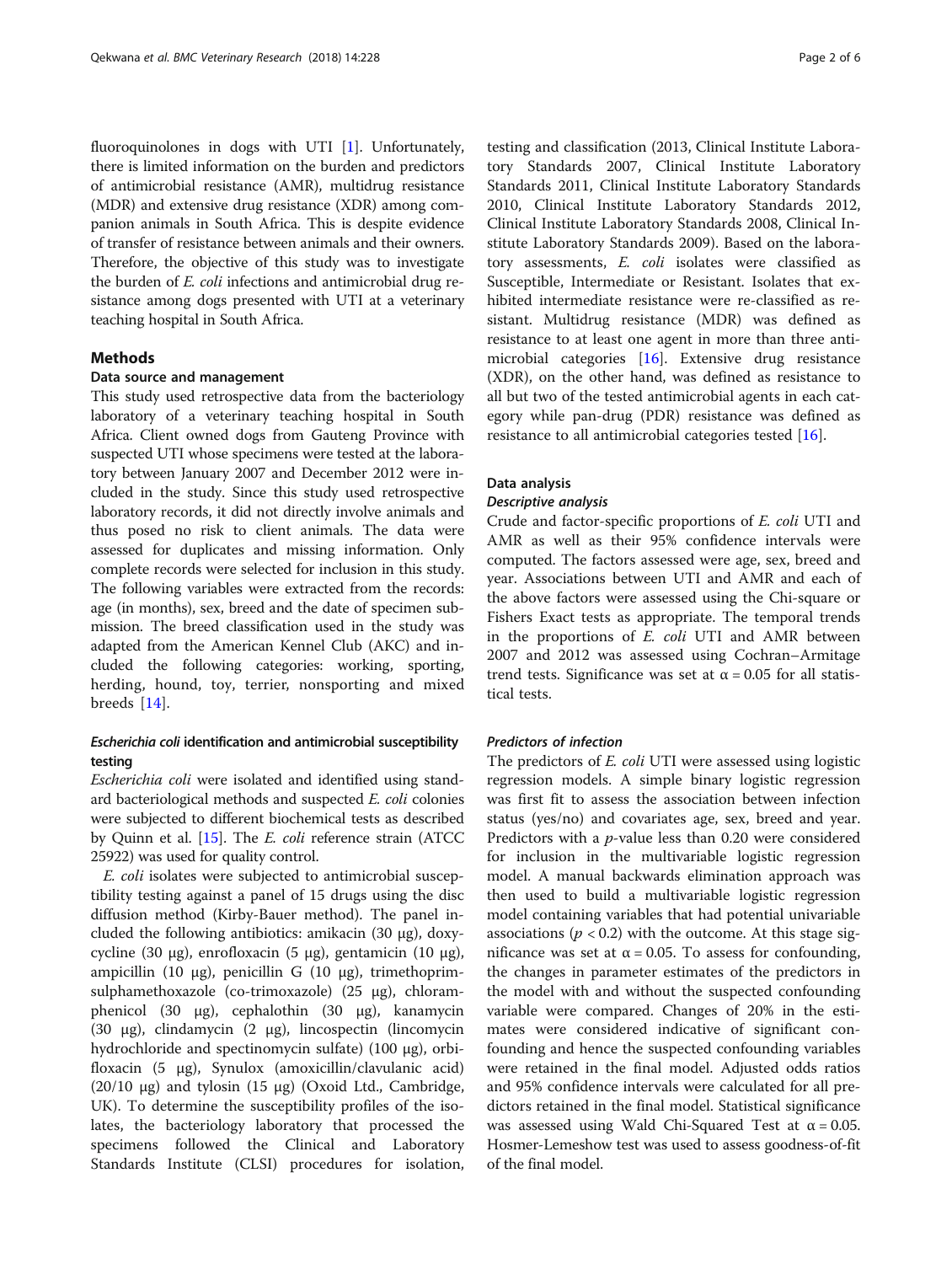fluoroquinolones in dogs with UTI [1]. Unfortunately, there is limited information on the burden and predictors of antimicrobial resistance (AMR), multidrug resistance (MDR) and extensive drug resistance (XDR) among companion animals in South Africa. This is despite evidence of transfer of resistance between animals and their owners. Therefore, the objective of this study was to investigate the burden of *E. coli* infections and antimicrobial drug resistance among dogs presented with UTI at a veterinary teaching hospital in South Africa.

## Methods

### Data source and management

This study used retrospective data from the bacteriology laboratory of a veterinary teaching hospital in South Africa. Client owned dogs from Gauteng Province with suspected UTI whose specimens were tested at the laboratory between January 2007 and December 2012 were included in the study. Since this study used retrospective laboratory records, it did not directly involve animals and thus posed no risk to client animals. The data were assessed for duplicates and missing information. Only complete records were selected for inclusion in this study. The following variables were extracted from the records: age (in months), sex, breed and the date of specimen submission. The breed classification used in the study was adapted from the American Kennel Club (AKC) and included the following categories: working, sporting, herding, hound, toy, terrier, nonsporting and mixed breeds [14].

### *Escherichia coli* identification and antimicrobial susceptibility testing

*Escherichia coli* were isolated and identified using standard bacteriological methods and suspected *E. coli* colonies were subjected to different biochemical tests as described by Quinn et al. [15]. The *E. coli* reference strain (ATCC 25922) was used for quality control.

*E. coli* isolates were subjected to antimicrobial susceptibility testing against a panel of 15 drugs using the disc diffusion method (Kirby-Bauer method). The panel included the following antibiotics: amikacin (30 μg), doxycycline (30 μg), enrofloxacin (5 μg), gentamicin (10 μg), ampicillin (10 μg), penicillin G (10 μg), trimethoprim-sulphamethoxazole (co-trimoxazole) (25 μg), chloramphenicol (30 μg), cephalothin (30 μg), kanamycin (30 μg), clindamycin (2 μg), lincospectin (lincomycin hydrochloride and spectinomycin sulfate) (100 μg), orbifloxacin (5 μg), Synulox (amoxicillin/clavulanic acid) (20/10 μg) and tylosin (15 μg) (Oxoid Ltd., Cambridge, UK). To determine the susceptibility profiles of the isolates, the bacteriology laboratory that processed the specimens followed the Clinical and Laboratory Standards Institute (CLSI) procedures for isolation, testing and classification (2013, Clinical Institute Laboratory Standards 2007, Clinical Institute Laboratory Standards 2011, Clinical Institute Laboratory Standards 2010, Clinical Institute Laboratory Standards 2012, Clinical Institute Laboratory Standards 2008, Clinical Institute Laboratory Standards 2009). Based on the laboratory assessments, *E. coli* isolates were classified as Susceptible, Intermediate or Resistant. Isolates that exhibited intermediate resistance were re-classified as resistant. Multidrug resistance (MDR) was defined as resistance to at least one agent in more than three antimicrobial categories [16]. Extensive drug resistance (XDR), on the other hand, was defined as resistance to all but two of the tested antimicrobial agents in each category while pan-drug (PDR) resistance was defined as resistance to all antimicrobial categories tested [16].

### Data analysis

#### *Descriptive analysis*

Crude and factor-specific proportions of *E. coli* UTI and AMR as well as their 95% confidence intervals were computed. The factors assessed were age, sex, breed and year. Associations between UTI and AMR and each of the above factors were assessed using the Chi-square or Fishers Exact tests as appropriate. The temporal trends in the proportions of *E. coli* UTI and AMR between 2007 and 2012 was assessed using Cochran–Armitage trend tests. Significance was set at $\alpha = 0.05$ for all statistical tests.

#### *Predictors of infection*

The predictors of *E. coli* UTI were assessed using logistic regression models. A simple binary logistic regression was first fit to assess the association between infection status (yes/no) and covariates age, sex, breed and year. Predictors with a *p*-value less than 0.20 were considered for inclusion in the multivariable logistic regression model. A manual backwards elimination approach was then used to build a multivariable logistic regression model containing variables that had potential univariable associations ($p < 0.2$) with the outcome. At this stage significance was set at $\alpha = 0.05$. To assess for confounding, the changes in parameter estimates of the predictors in the model with and without the suspected confounding variable were compared. Changes of 20% in the estimates were considered indicative of significant confounding and hence the suspected confounding variables were retained in the final model. Adjusted odds ratios and 95% confidence intervals were calculated for all predictors retained in the final model. Statistical significance was assessed using Wald Chi-Squared Test at $\alpha = 0.05$. Hosmer-Lemeshow test was used to assess goodness-of-fit of the final model.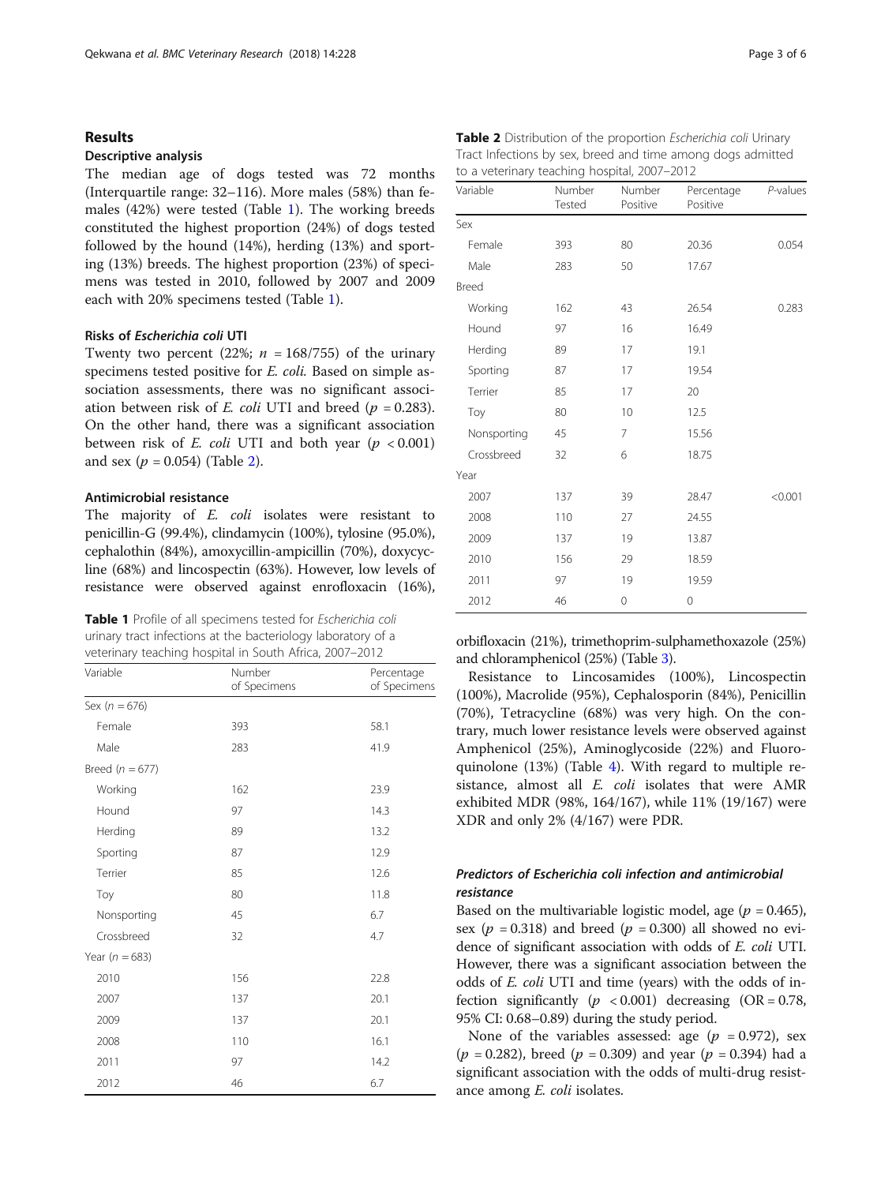## Results

### Descriptive analysis

The median age of dogs tested was 72 months (Interquartile range: 32–116). More males (58%) than females (42%) were tested (Table 1). The working breeds constituted the highest proportion (24%) of dogs tested followed by the hound (14%), herding (13%) and sporting (13%) breeds. The highest proportion (23%) of specimens was tested in 2010, followed by 2007 and 2009 each with 20% specimens tested (Table 1).

### Risks of *Escherichia coli* UTI

Twenty two percent (22%; $n = 168/755$) of the urinary specimens tested positive for *E. coli.* Based on simple association assessments, there was no significant association between risk of *E. coli* UTI and breed ($p = 0.283$). On the other hand, there was a significant association between risk of *E. coli* UTI and both year ($p < 0.001$) and sex ($p = 0.054$) (Table 2).

### Antimicrobial resistance

The majority of *E. coli* isolates were resistant to penicillin-G (99.4%), clindamycin (100%), tylosine (95.0%), cephalothin (84%), amoxycillin-ampicillin (70%), doxycycline (68%) and lincospectin (63%). However, low levels of resistance were observed against enrofloxacin (16%), orbifloxacin (21%), trimethoprim-sulphamethoxazole (25%) and chloramphenicol (25%) (Table 3).

**Table 1** Profile of all specimens tested for *Escherichia coli* urinary tract infections at the bacteriology laboratory of a veterinary teaching hospital in South Africa, 2007–2012

| Variable | Number of Specimens | Percentage of Specimens |
|---|---|---|
| Sex ($n = 676$) | | |
| Female | 393 | 58.1 |
| Male | 283 | 41.9 |
| Breed ($n = 677$) | | |
| Working | 162 | 23.9 |
| Hound | 97 | 14.3 |
| Herding | 89 | 13.2 |
| Sporting | 87 | 12.9 |
| Terrier | 85 | 12.6 |
| Toy | 80 | 11.8 |
| Nonsporting | 45 | 6.7 |
| Crossbreed | 32 | 4.7 |
| Year ($n = 683$) | | |
| 2010 | 156 | 22.8 |
| 2007 | 137 | 20.1 |
| 2009 | 137 | 20.1 |
| 2008 | 110 | 16.1 |
| 2011 | 97 | 14.2 |
| 2012 | 46 | 6.7 |

**Table 2** Distribution of the proportion *Escherichia coli* Urinary Tract Infections by sex, breed and time among dogs admitted to a veterinary teaching hospital, 2007–2012

| Variable | Number Tested | Number Positive | Percentage Positive | *P*-values |
|---|---|---|---|---|
| Sex | | | | |
| Female | 393 | 80 | 20.36 | 0.054 |
| Male | 283 | 50 | 17.67 | |
| Breed | | | | |
| Working | 162 | 43 | 26.54 | 0.283 |
| Hound | 97 | 16 | 16.49 | |
| Herding | 89 | 17 | 19.1 | |
| Sporting | 87 | 17 | 19.54 | |
| Terrier | 85 | 17 | 20 | |
| Toy | 80 | 10 | 12.5 | |
| Nonsporting | 45 | 7 | 15.56 | |
| Crossbreed | 32 | 6 | 18.75 | |
| Year | | | | |
| 2007 | 137 | 39 | 28.47 | <0.001 |
| 2008 | 110 | 27 | 24.55 | |
| 2009 | 137 | 19 | 13.87 | |
| 2010 | 156 | 29 | 18.59 | |
| 2011 | 97 | 19 | 19.59 | |
| 2012 | 46 | 0 | 0 | |

Resistance to Lincosamides (100%), Lincospectin (100%), Macrolide (95%), Cephalosporin (84%), Penicillin (70%), Tetracycline (68%) was very high. On the contrary, much lower resistance levels were observed against Amphenicol (25%), Aminoglycoside (22%) and Fluoroquinolone (13%) (Table 4). With regard to multiple resistance, almost all *E. coli* isolates that were AMR exhibited MDR (98%, 164/167), while 11% (19/167) were XDR and only 2% (4/167) were PDR.

### *Predictors of Escherichia coli infection and antimicrobial resistance*

Based on the multivariable logistic model, age ($p = 0.465$), sex ($p = 0.318$) and breed ($p = 0.300$) all showed no evidence of significant association with odds of *E. coli* UTI. However, there was a significant association between the odds of *E. coli* UTI and time (years) with the odds of infection significantly ($p < 0.001$) decreasing (OR = 0.78, 95% CI: 0.68–0.89) during the study period.

None of the variables assessed: age ($p = 0.972$), sex ($p = 0.282$), breed ($p = 0.309$) and year ($p = 0.394$) had a significant association with the odds of multi-drug resistance among *E. coli* isolates.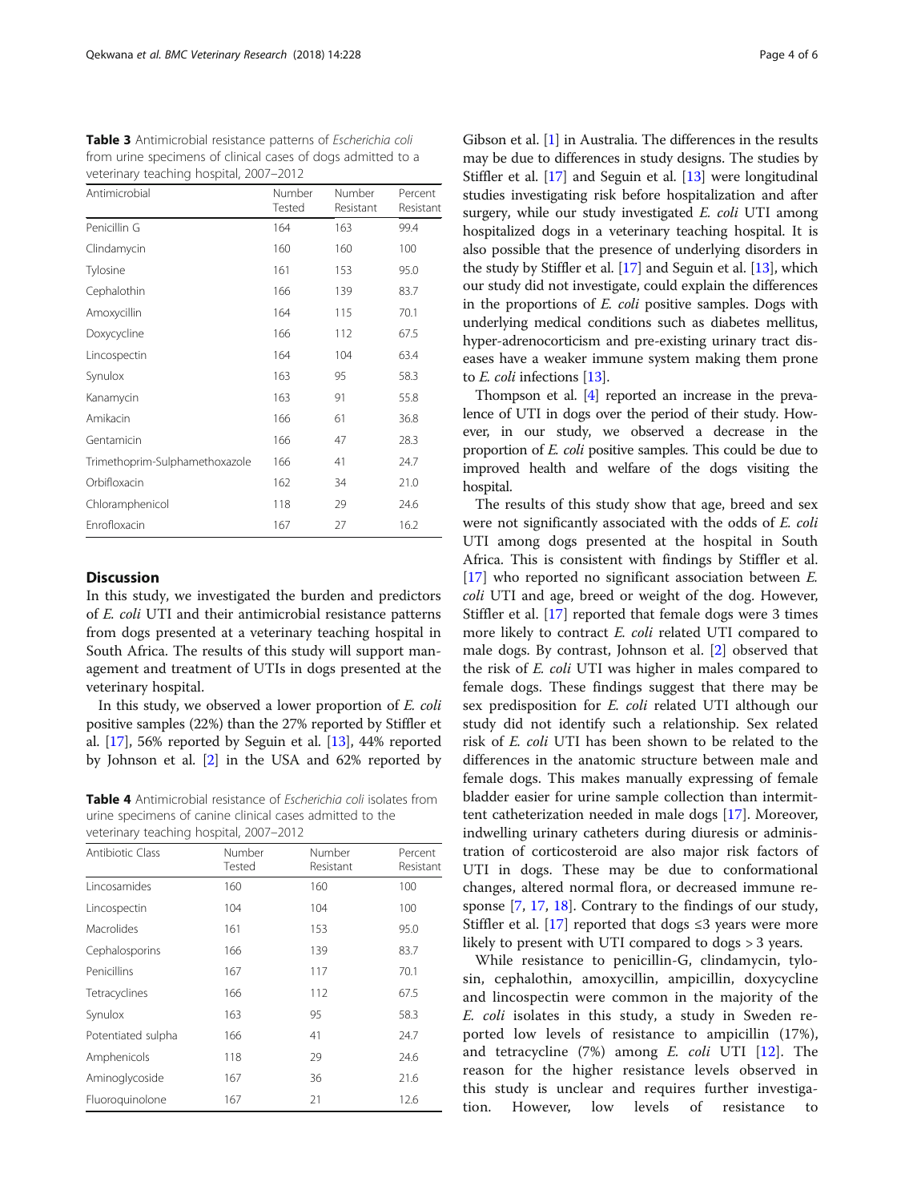**Table 3** Antimicrobial resistance patterns of *Escherichia coli* from urine specimens of clinical cases of dogs admitted to a veterinary teaching hospital, 2007–2012

| Antimicrobial | Number Tested | Number Resistant | Percent Resistant |
|---|---|---|---|
| Penicillin G | 164 | 163 | 99.4 |
| Clindamycin | 160 | 160 | 100 |
| Tylosine | 161 | 153 | 95.0 |
| Cephalothin | 166 | 139 | 83.7 |
| Amoxycillin | 164 | 115 | 70.1 |
| Doxycycline | 166 | 112 | 67.5 |
| Lincospectin | 164 | 104 | 63.4 |
| Synulox | 163 | 95 | 58.3 |
| Kanamycin | 163 | 91 | 55.8 |
| Amikacin | 166 | 61 | 36.8 |
| Gentamicin | 166 | 47 | 28.3 |
| Trimethoprim-Sulphamethoxazole | 166 | 41 | 24.7 |
| Orbifloxacin | 162 | 34 | 21.0 |
| Chloramphenicol | 118 | 29 | 24.6 |
| Enrofloxacin | 167 | 27 | 16.2 |

## Discussion

In this study, we investigated the burden and predictors of *E. coli* UTI and their antimicrobial resistance patterns from dogs presented at a veterinary teaching hospital in South Africa. The results of this study will support management and treatment of UTIs in dogs presented at the veterinary hospital.

In this study, we observed a lower proportion of *E. coli* positive samples (22%) than the 27% reported by Stiffler et al. [17], 56% reported by Seguin et al. [13], 44% reported by Johnson et al. [2] in the USA and 62% reported by Gibson et al. [1] in Australia. The differences in the results may be due to differences in study designs. The studies by Stiffler et al. [17] and Seguin et al. [13] were longitudinal studies investigating risk before hospitalization and after surgery, while our study investigated *E. coli* UTI among hospitalized dogs in a veterinary teaching hospital. It is also possible that the presence of underlying disorders in the study by Stiffler et al. [17] and Seguin et al. [13], which our study did not investigate, could explain the differences in the proportions of *E. coli* positive samples. Dogs with underlying medical conditions such as diabetes mellitus, hyper-adrenocorticism and pre-existing urinary tract diseases have a weaker immune system making them prone to *E. coli* infections [13].

**Table 4** Antimicrobial resistance of *Escherichia coli* isolates from urine specimens of canine clinical cases admitted to the veterinary teaching hospital, 2007–2012

| Antibiotic Class | Number Tested | Number Resistant | Percent Resistant |
|---|---|---|---|
| Lincosamides | 160 | 160 | 100 |
| Lincospectin | 104 | 104 | 100 |
| Macrolides | 161 | 153 | 95.0 |
| Cephalosporins | 166 | 139 | 83.7 |
| Penicillins | 167 | 117 | 70.1 |
| Tetracyclines | 166 | 112 | 67.5 |
| Synulox | 163 | 95 | 58.3 |
| Potentiated sulpha | 166 | 41 | 24.7 |
| Amphenicols | 118 | 29 | 24.6 |
| Aminoglycoside | 167 | 36 | 21.6 |
| Fluoroquinolone | 167 | 21 | 12.6 |

Thompson et al. [4] reported an increase in the prevalence of UTI in dogs over the period of their study. However, in our study, we observed a decrease in the proportion of *E. coli* positive samples. This could be due to improved health and welfare of the dogs visiting the hospital.

The results of this study show that age, breed and sex were not significantly associated with the odds of *E. coli* UTI among dogs presented at the hospital in South Africa. This is consistent with findings by Stiffler et al. [17] who reported no significant association between *E. coli* UTI and age, breed or weight of the dog. However, Stiffler et al. [17] reported that female dogs were 3 times more likely to contract *E. coli* related UTI compared to male dogs. By contrast, Johnson et al. [2] observed that the risk of *E. coli* UTI was higher in males compared to female dogs. These findings suggest that there may be sex predisposition for *E. coli* related UTI although our study did not identify such a relationship. Sex related risk of *E. coli* UTI has been shown to be related to the differences in the anatomic structure between male and female dogs. This makes manually expressing of female bladder easier for urine sample collection than intermittent catheterization needed in male dogs [17]. Moreover, indwelling urinary catheters during diuresis or administration of corticosteroid are also major risk factors of UTI in dogs. These may be due to conformational changes, altered normal flora, or decreased immune response [7, 17, 18]. Contrary to the findings of our study, Stiffler et al. [17] reported that dogs ≤3 years were more likely to present with UTI compared to dogs > 3 years.

While resistance to penicillin-G, clindamycin, tylosin, cephalothin, amoxycillin, ampicillin, doxycycline and lincospectin were common in the majority of the *E. coli* isolates in this study, a study in Sweden reported low levels of resistance to ampicillin (17%), and tetracycline (7%) among *E. coli* UTI [12]. The reason for the higher resistance levels observed in this study is unclear and requires further investigation. However, low levels of resistance to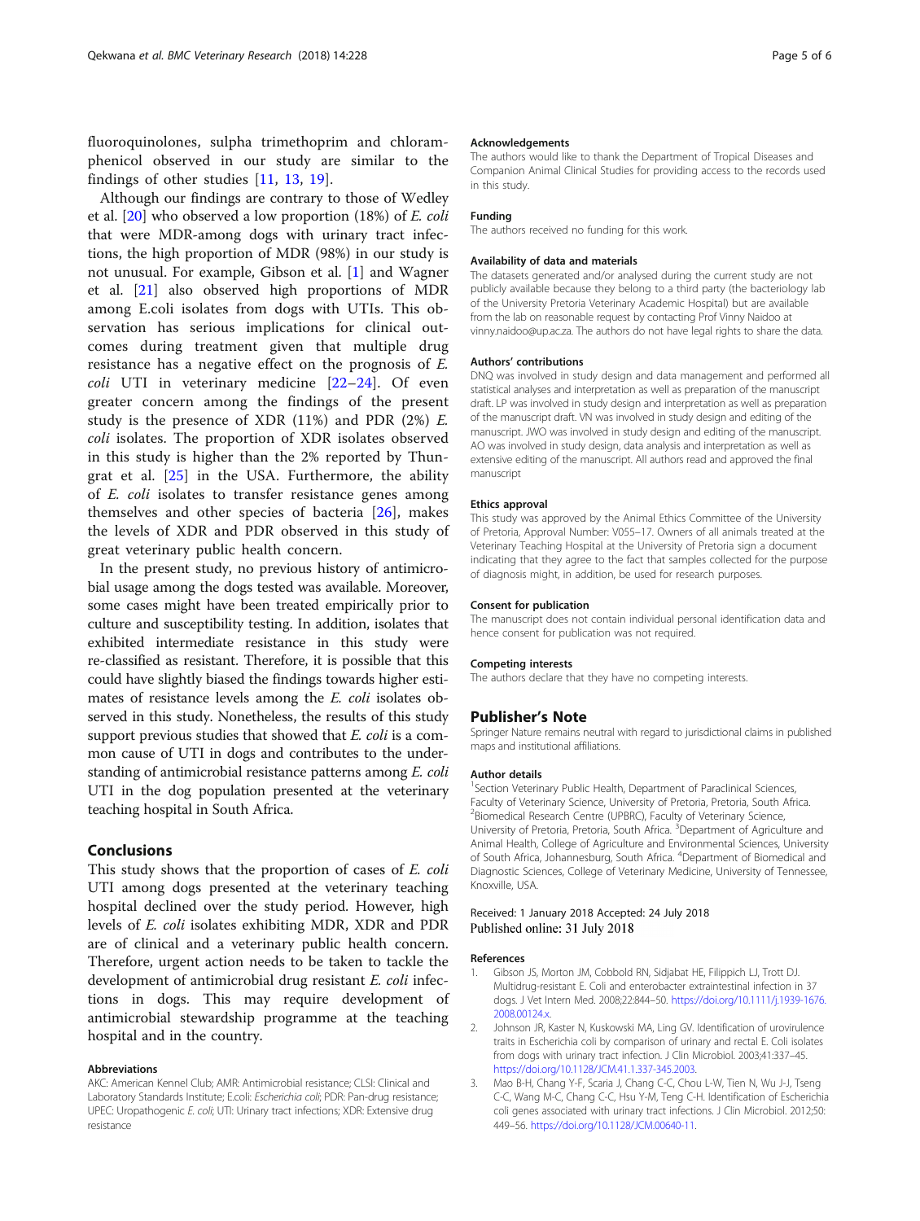fluoroquinolones, sulpha trimethoprim and chloramphenicol observed in our study are similar to the findings of other studies [11, 13, 19].

Although our findings are contrary to those of Wedley et al. [20] who observed a low proportion (18%) of *E. coli* that were MDR-among dogs with urinary tract infections, the high proportion of MDR (98%) in our study is not unusual. For example, Gibson et al. [1] and Wagner et al. [21] also observed high proportions of MDR among E.coli isolates from dogs with UTIs. This observation has serious implications for clinical outcomes during treatment given that multiple drug resistance has a negative effect on the prognosis of *E. coli* UTI in veterinary medicine [22–24]. Of even greater concern among the findings of the present study is the presence of XDR (11%) and PDR (2%) *E. coli* isolates. The proportion of XDR isolates observed in this study is higher than the 2% reported by Thungrat et al. [25] in the USA. Furthermore, the ability of *E. coli* isolates to transfer resistance genes among themselves and other species of bacteria [26], makes the levels of XDR and PDR observed in this study of great veterinary public health concern.

In the present study, no previous history of antimicrobial usage among the dogs tested was available. Moreover, some cases might have been treated empirically prior to culture and susceptibility testing. In addition, isolates that exhibited intermediate resistance in this study were re-classified as resistant. Therefore, it is possible that this could have slightly biased the findings towards higher estimates of resistance levels among the *E. coli* isolates observed in this study. Nonetheless, the results of this study support previous studies that showed that *E. coli* is a common cause of UTI in dogs and contributes to the understanding of antimicrobial resistance patterns among *E. coli* UTI in the dog population presented at the veterinary teaching hospital in South Africa.

## Conclusions

This study shows that the proportion of cases of *E. coli* UTI among dogs presented at the veterinary teaching hospital declined over the study period. However, high levels of *E. coli* isolates exhibiting MDR, XDR and PDR are of clinical and a veterinary public health concern. Therefore, urgent action needs to be taken to tackle the development of antimicrobial drug resistant *E. coli* infections in dogs. This may require development of antimicrobial stewardship programme at the teaching hospital and in the country.

#### Abbreviations

AKC: American Kennel Club; AMR: Antimicrobial resistance; CLSI: Clinical and Laboratory Standards Institute; E.coli: *Escherichia coli*; PDR: Pan-drug resistance; UPEC: Uropathogenic *E. coli*; UTI: Urinary tract infections; XDR: Extensive drug resistance

#### Acknowledgements

The authors would like to thank the Department of Tropical Diseases and Companion Animal Clinical Studies for providing access to the records used in this study.

#### Funding

The authors received no funding for this work.

#### Availability of data and materials

The datasets generated and/or analysed during the current study are not publicly available because they belong to a third party (the bacteriology lab of the University Pretoria Veterinary Academic Hospital) but are available from the lab on reasonable request by contacting Prof Vinny Naidoo at vinny.naidoo@up.ac.za. The authors do not have legal rights to share the data.

#### Authors' contributions

DNQ was involved in study design and data management and performed all statistical analyses and interpretation as well as preparation of the manuscript draft. LP was involved in study design and interpretation as well as preparation of the manuscript draft. VN was involved in study design and editing of the manuscript. JWO was involved in study design and editing of the manuscript. AO was involved in study design, data analysis and interpretation as well as extensive editing of the manuscript. All authors read and approved the final manuscript

#### Ethics approval

This study was approved by the Animal Ethics Committee of the University of Pretoria, Approval Number: V055–17. Owners of all animals treated at the Veterinary Teaching Hospital at the University of Pretoria sign a document indicating that they agree to the fact that samples collected for the purpose of diagnosis might, in addition, be used for research purposes.

#### Consent for publication

The manuscript does not contain individual personal identification data and hence consent for publication was not required.

#### Competing interests

The authors declare that they have no competing interests.

## Publisher's Note

Springer Nature remains neutral with regard to jurisdictional claims in published maps and institutional affiliations.

#### Author details

[1]Section Veterinary Public Health, Department of Paraclinical Sciences, Faculty of Veterinary Science, University of Pretoria, Pretoria, South Africa. [2]Biomedical Research Centre (UPBRC), Faculty of Veterinary Science, University of Pretoria, Pretoria, South Africa. [3]Department of Agriculture and Animal Health, College of Agriculture and Environmental Sciences, University of South Africa, Johannesburg, South Africa. [4]Department of Biomedical and Diagnostic Sciences, College of Veterinary Medicine, University of Tennessee, Knoxville, USA.

Received: 1 January 2018 Accepted: 24 July 2018
Published online: 31 July 2018

#### References

1. Gibson JS, Morton JM, Cobbold RN, Sidjabat HE, Filippich LJ, Trott DJ. Multidrug-resistant E. Coli and enterobacter extraintestinal infection in 37 dogs. J Vet Intern Med. 2008;22:844–50. https://doi.org/10.1111/j.1939-1676.2008.00124.x.
2. Johnson JR, Kaster N, Kuskowski MA, Ling GV. Identification of urovirulence traits in Escherichia coli by comparison of urinary and rectal E. Coli isolates from dogs with urinary tract infection. J Clin Microbiol. 2003;41:337–45. https://doi.org/10.1128/JCM.41.1.337-345.2003.
3. Mao B-H, Chang Y-F, Scaria J, Chang C-C, Chou L-W, Tien N, Wu J-J, Tseng C-C, Wang M-C, Chang C-C, Hsu Y-M, Teng C-H. Identification of Escherichia coli genes associated with urinary tract infections. J Clin Microbiol. 2012;50:449–56. https://doi.org/10.1128/JCM.00640-11.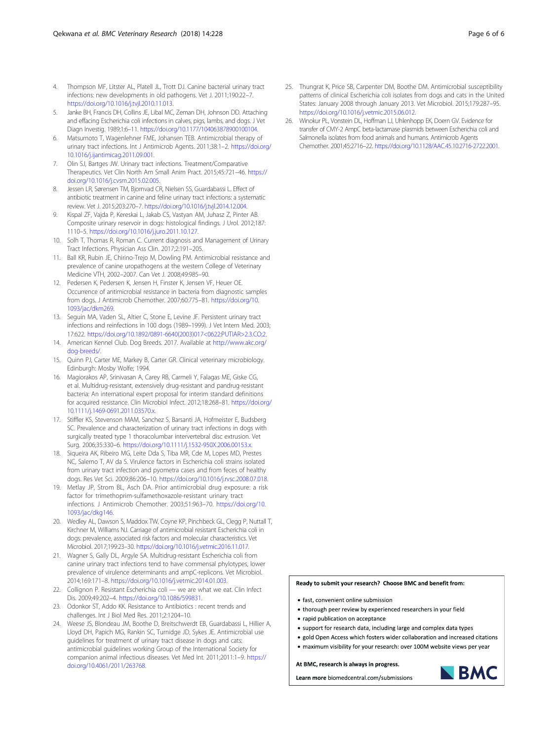4. Thompson MF, Litster AL, Platell JL, Trott DJ. Canine bacterial urinary tract infections: new developments in old pathogens. Vet J. 2011;190:22–7. https://doi.org/10.1016/j.tvjl.2010.11.013.
5. Janke BH, Francis DH, Collins JE, Libal MC, Zeman DH, Johnson DD. Attaching and effacing Escherichia coli infections in calves, pigs, lambs, and dogs. J Vet Diagn Investig. 1989;1:6–11. https://doi.org/10.1177/104063878900100104.
6. Matsumoto T, Wagenlehner FME, Johansen TEB. Antimicrobial therapy of urinary tract infections. Int J Antimicrob Agents. 2011;38:1–2. https://doi.org/10.1016/j.ijantimicag.2011.09.001.
7. Olin SJ, Bartges JW. Urinary tract infections. Treatment/Comparative Therapeutics. Vet Clin North Am Small Anim Pract. 2015;45:721–46. https://doi.org/10.1016/j.cvsm.2015.02.005.
8. Jessen LR, Sørensen TM, Bjornvad CR, Nielsen SS, Guardabassi L. Effect of antibiotic treatment in canine and feline urinary tract infections: a systematic review. Vet J. 2015;203:270–7. https://doi.org/10.1016/j.tvjl.2014.12.004.
9. Kispal ZF, Vajda P, Kereskai L, Jakab CS, Vastyan AM, Juhasz Z, Pinter AB. Composite urinary reservoir in dogs: histological findings. J Urol. 2012;187:1110–5. https://doi.org/10.1016/j.juro.2011.10.127.
10. Solh T, Thomas R, Roman C. Current diagnosis and Management of Urinary Tract Infections. Physician Ass Clin. 2017;2:191–205.
11. Ball KR, Rubin JE, Chirino-Trejo M, Dowling PM. Antimicrobial resistance and prevalence of canine uropathogens at the western College of Veterinary Medicine VTH, 2002–2007. Can Vet J. 2008;49:985–90.
12. Pedersen K, Pedersen K, Jensen H, Finster K, Jensen VF, Heuer OE. Occurrence of antimicrobial resistance in bacteria from diagnostic samples from dogs. J Antimicrob Chemother. 2007;60:775–81. https://doi.org/10.1093/jac/dkm269.
13. Seguin MA, Vaden SL, Altier C, Stone E, Levine JF. Persistent urinary tract infections and reinfections in 100 dogs (1989–1999). J Vet Intern Med. 2003;17:622. https://doi.org/10.1892/0891-6640(2003)017<0622:PUTIAR>2.3.CO;2.
14. American Kennel Club. Dog Breeds. 2017. Available at http://www.akc.org/dog-breeds/.
15. Quinn PJ, Carter ME, Markey B, Carter GR. Clinical veterinary microbiology. Edinburgh: Mosby Wolfe; 1994.
16. Magiorakos AP, Srinivasan A, Carey RB, Carmeli Y, Falagas ME, Giske CG, et al. Multidrug-resistant, extensively drug-resistant and pandrug-resistant bacteria: An international expert proposal for interim standard definitions for acquired resistance. Clin Microbiol Infect. 2012;18:268–81. https://doi.org/10.1111/j.1469-0691.2011.03570.x.
17. Stiffler KS, Stevenson MAM, Sanchez S, Barsanti JA, Hofmeister E, Budsberg SC. Prevalence and characterization of urinary tract infections in dogs with surgically treated type 1 thoracolumbar intervertebral disc extrusion. Vet Surg. 2006;35:330–6. https://doi.org/10.1111/j.1532-950X.2006.00153.x.
18. Siqueira AK, Ribeiro MG, Leite Dda S, Tiba MR, Cde M, Lopes MD, Prestes NC, Salerno T, AV da S. Virulence factors in Escherichia coli strains isolated from urinary tract infection and pyometra cases and from feces of healthy dogs. Res Vet Sci. 2009;86:206–10. https://doi.org/10.1016/j.rvsc.2008.07.018.
19. Metlay JP, Strom BL, Asch DA. Prior antimicrobial drug exposure: a risk factor for trimethoprim-sulfamethoxazole-resistant urinary tract infections. J Antimicrob Chemother. 2003;51:963–70. https://doi.org/10.1093/jac/dkg146.
20. Wedley AL, Dawson S, Maddox TW, Coyne KP, Pinchbeck GL, Clegg P, Nuttall T, Kirchner M, Williams NJ. Carriage of antimicrobial resistant Escherichia coli in dogs: prevalence, associated risk factors and molecular characteristics. Vet Microbiol. 2017;199:23–30. https://doi.org/10.1016/j.vetmic.2016.11.017.
21. Wagner S, Gally DL, Argyle SA. Multidrug-resistant Escherichia coli from canine urinary tract infections tend to have commensal phylotypes, lower prevalence of virulence determinants and ampC-replicons. Vet Microbiol. 2014;169:171–8. https://doi.org/10.1016/j.vetmic.2014.01.003.
22. Collignon P. Resistant Escherichia coli — we are what we eat. Clin Infect Dis. 2009;49:202–4. https://doi.org/10.1086/599831.
23. Odonkor ST, Addo KK. Resistance to Antibiotics : recent trends and challenges. Int J Biol Med Res. 2011;2:1204–10.
24. Weese JS, Blondeau JM, Boothe D, Breitschwerdt EB, Guardabassi L, Hillier A, Lloyd DH, Papich MG, Rankin SC, Turnidge JD, Sykes JE. Antimicrobial use guidelines for treatment of urinary tract disease in dogs and cats: antimicrobial guidelines working Group of the International Society for companion animal infectious diseases. Vet Med Int. 2011;2011:1–9. https://doi.org/10.4061/2011/263768.
25. Thungrat K, Price SB, Carpenter DM, Boothe DM. Antimicrobial susceptibility patterns of clinical Escherichia coli isolates from dogs and cats in the United States: January 2008 through January 2013. Vet Microbiol. 2015;179:287–95. https://doi.org/10.1016/j.vetmic.2015.06.012.
26. Winokur PL, Vonstein DL, Hoffman LJ, Uhlenhopp EK, Doern GV. Evidence for transfer of CMY-2 AmpC beta-lactamase plasmids between Escherichia coli and Salmonella isolates from food animals and humans. Antimicrob Agents Chemother. 2001;45:2716–22. https://doi.org/10.1128/AAC.45.10.2716-2722.2001.

**Ready to submit your research? Choose BMC and benefit from:**

- fast, convenient online submission
- thorough peer review by experienced researchers in your field
- rapid publication on acceptance
- support for research data, including large and complex data types
- gold Open Access which fosters wider collaboration and increased citations
- maximum visibility for your research: over 100M website views per year

**At BMC, research is always in progress.**

**Learn more** biomedcentral.com/submissions

BMC